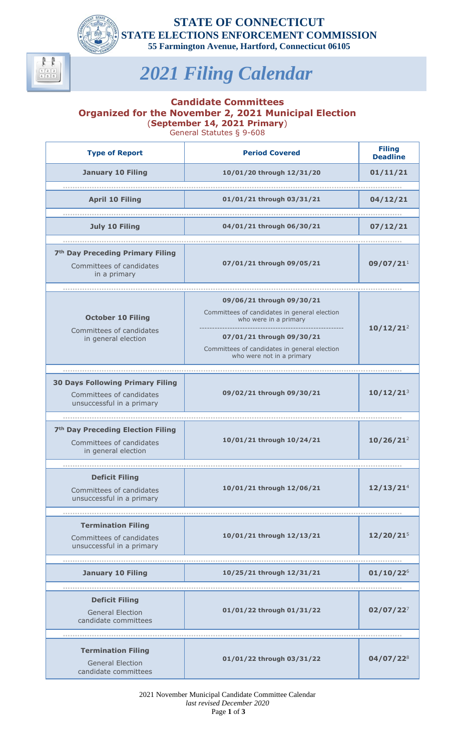**STATE OF CONNECTICUT**
**STATE ELECTIONS ENFORCEMENT COMMISSION**
**55 Farmington Avenue, Hartford, Connecticut 06105**

# *2021 Filing Calendar*

## Candidate Committees Organized for the November 2, 2021 Municipal Election (September 14, 2021 Primary)

General Statutes § 9-608

| Type of Report | Period Covered | Filing Deadline |
|---|---|---|
| **January 10 Filing** | 10/01/20 through 12/31/20 | 01/11/21 |
| **April 10 Filing** | 01/01/21 through 03/31/21 | 04/12/21 |
| **July 10 Filing** | 04/01/21 through 06/30/21 | 07/12/21 |
| **7th Day Preceding Primary Filing** Committees of candidates in a primary | 07/01/21 through 09/05/21 | 09/07/21[1] |
| **October 10 Filing** Committees of candidates in general election | **09/06/21 through 09/30/21** Committees of candidates in general election who were in a primary; **07/01/21 through 09/30/21** Committees of candidates in general election who were not in a primary | 10/12/21[2] |
| **30 Days Following Primary Filing** Committees of candidates unsuccessful in a primary | 09/02/21 through 09/30/21 | 10/12/21[3] |
| **7th Day Preceding Election Filing** Committees of candidates in general election | 10/01/21 through 10/24/21 | 10/26/21[2] |
| **Deficit Filing** Committees of candidates unsuccessful in a primary | 10/01/21 through 12/06/21 | 12/13/21[4] |
| **Termination Filing** Committees of candidates unsuccessful in a primary | 10/01/21 through 12/13/21 | 12/20/21[5] |
| **January 10 Filing** | 10/25/21 through 12/31/21 | 01/10/22[6] |
| **Deficit Filing** General Election candidate committees | 01/01/22 through 01/31/22 | 02/07/22[7] |
| **Termination Filing** General Election candidate committees | 01/01/22 through 03/31/22 | 04/07/22[8] |

2021 November Municipal Candidate Committee Calendar
*last revised December 2020*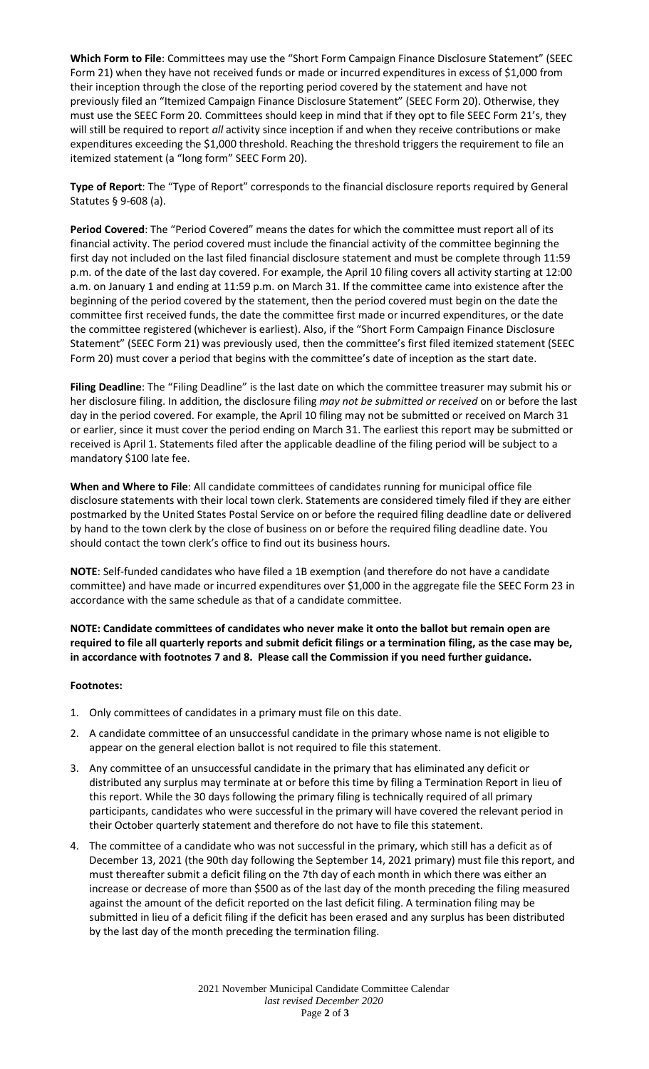**Which Form to File**: Committees may use the "Short Form Campaign Finance Disclosure Statement" (SEEC Form 21) when they have not received funds or made or incurred expenditures in excess of $1,000 from their inception through the close of the reporting period covered by the statement and have not previously filed an "Itemized Campaign Finance Disclosure Statement" (SEEC Form 20). Otherwise, they must use the SEEC Form 20. Committees should keep in mind that if they opt to file SEEC Form 21's, they will still be required to report *all* activity since inception if and when they receive contributions or make expenditures exceeding the $1,000 threshold. Reaching the threshold triggers the requirement to file an itemized statement (a "long form" SEEC Form 20).

**Type of Report**: The "Type of Report" corresponds to the financial disclosure reports required by General Statutes § 9-608 (a).

**Period Covered**: The "Period Covered" means the dates for which the committee must report all of its financial activity. The period covered must include the financial activity of the committee beginning the first day not included on the last filed financial disclosure statement and must be complete through 11:59 p.m. of the date of the last day covered. For example, the April 10 filing covers all activity starting at 12:00 a.m. on January 1 and ending at 11:59 p.m. on March 31. If the committee came into existence after the beginning of the period covered by the statement, then the period covered must begin on the date the committee first received funds, the date the committee first made or incurred expenditures, or the date the committee registered (whichever is earliest). Also, if the "Short Form Campaign Finance Disclosure Statement" (SEEC Form 21) was previously used, then the committee's first filed itemized statement (SEEC Form 20) must cover a period that begins with the committee's date of inception as the start date.

**Filing Deadline**: The "Filing Deadline" is the last date on which the committee treasurer may submit his or her disclosure filing. In addition, the disclosure filing *may not be submitted or received* on or before the last day in the period covered. For example, the April 10 filing may not be submitted or received on March 31 or earlier, since it must cover the period ending on March 31. The earliest this report may be submitted or received is April 1. Statements filed after the applicable deadline of the filing period will be subject to a mandatory $100 late fee.

**When and Where to File**: All candidate committees of candidates running for municipal office file disclosure statements with their local town clerk. Statements are considered timely filed if they are either postmarked by the United States Postal Service on or before the required filing deadline date or delivered by hand to the town clerk by the close of business on or before the required filing deadline date. You should contact the town clerk's office to find out its business hours.

**NOTE**: Self-funded candidates who have filed a 1B exemption (and therefore do not have a candidate committee) and have made or incurred expenditures over $1,000 in the aggregate file the SEEC Form 23 in accordance with the same schedule as that of a candidate committee.

**NOTE: Candidate committees of candidates who never make it onto the ballot but remain open are required to file all quarterly reports and submit deficit filings or a termination filing, as the case may be, in accordance with footnotes 7 and 8. Please call the Commission if you need further guidance.**

**Footnotes:**

1. Only committees of candidates in a primary must file on this date.
2. A candidate committee of an unsuccessful candidate in the primary whose name is not eligible to appear on the general election ballot is not required to file this statement.
3. Any committee of an unsuccessful candidate in the primary that has eliminated any deficit or distributed any surplus may terminate at or before this time by filing a Termination Report in lieu of this report. While the 30 days following the primary filing is technically required of all primary participants, candidates who were successful in the primary will have covered the relevant period in their October quarterly statement and therefore do not have to file this statement.
4. The committee of a candidate who was not successful in the primary, which still has a deficit as of December 13, 2021 (the 90th day following the September 14, 2021 primary) must file this report, and must thereafter submit a deficit filing on the 7th day of each month in which there was either an increase or decrease of more than $500 as of the last day of the month preceding the filing measured against the amount of the deficit reported on the last deficit filing. A termination filing may be submitted in lieu of a deficit filing if the deficit has been erased and any surplus has been distributed by the last day of the month preceding the termination filing.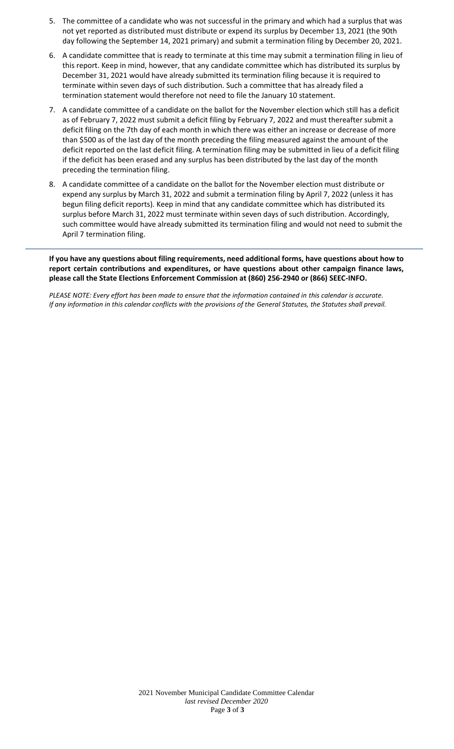5. The committee of a candidate who was not successful in the primary and which had a surplus that was not yet reported as distributed must distribute or expend its surplus by December 13, 2021 (the 90th day following the September 14, 2021 primary) and submit a termination filing by December 20, 2021.
6. A candidate committee that is ready to terminate at this time may submit a termination filing in lieu of this report. Keep in mind, however, that any candidate committee which has distributed its surplus by December 31, 2021 would have already submitted its termination filing because it is required to terminate within seven days of such distribution. Such a committee that has already filed a termination statement would therefore not need to file the January 10 statement.
7. A candidate committee of a candidate on the ballot for the November election which still has a deficit as of February 7, 2022 must submit a deficit filing by February 7, 2022 and must thereafter submit a deficit filing on the 7th day of each month in which there was either an increase or decrease of more than $500 as of the last day of the month preceding the filing measured against the amount of the deficit reported on the last deficit filing. A termination filing may be submitted in lieu of a deficit filing if the deficit has been erased and any surplus has been distributed by the last day of the month preceding the termination filing.
8. A candidate committee of a candidate on the ballot for the November election must distribute or expend any surplus by March 31, 2022 and submit a termination filing by April 7, 2022 (unless it has begun filing deficit reports). Keep in mind that any candidate committee which has distributed its surplus before March 31, 2022 must terminate within seven days of such distribution. Accordingly, such committee would have already submitted its termination filing and would not need to submit the April 7 termination filing.

---

**If you have any questions about filing requirements, need additional forms, have questions about how to report certain contributions and expenditures, or have questions about other campaign finance laws, please call the State Elections Enforcement Commission at (860) 256-2940 or (866) SEEC-INFO.**

*PLEASE NOTE: Every effort has been made to ensure that the information contained in this calendar is accurate. If any information in this calendar conflicts with the provisions of the General Statutes, the Statutes shall prevail.*